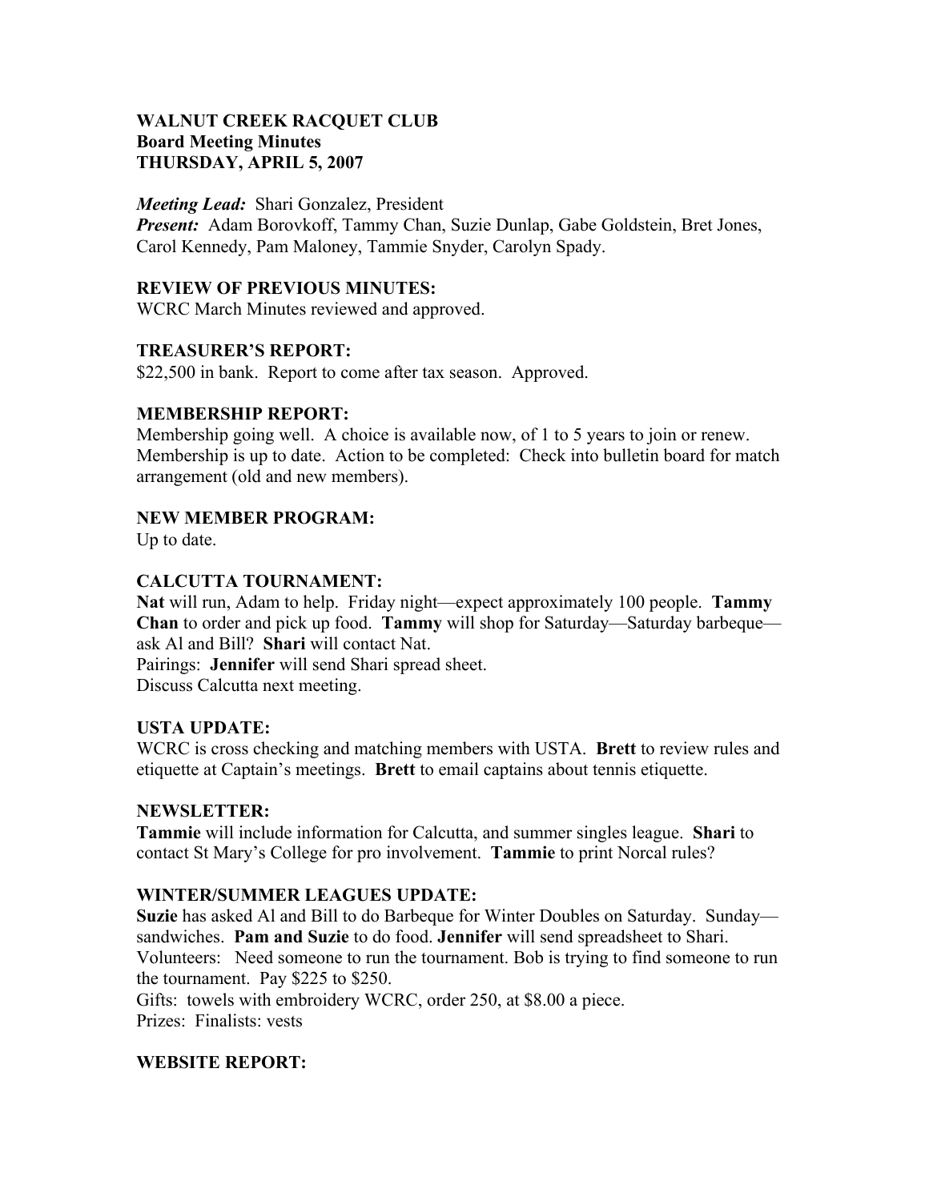**WALNUT CREEK RACQUET CLUB**
**Board Meeting Minutes**
**THURSDAY, APRIL 5, 2007**

***Meeting Lead:*** Shari Gonzalez, President
***Present:*** Adam Borovkoff, Tammy Chan, Suzie Dunlap, Gabe Goldstein, Bret Jones, Carol Kennedy, Pam Maloney, Tammie Snyder, Carolyn Spady.

**REVIEW OF PREVIOUS MINUTES:**
WCRC March Minutes reviewed and approved.

**TREASURER'S REPORT:**
$22,500 in bank. Report to come after tax season. Approved.

**MEMBERSHIP REPORT:**
Membership going well. A choice is available now, of 1 to 5 years to join or renew. Membership is up to date. Action to be completed: Check into bulletin board for match arrangement (old and new members).

**NEW MEMBER PROGRAM:**
Up to date.

**CALCUTTA TOURNAMENT:**
**Nat** will run, Adam to help. Friday night—expect approximately 100 people. **Tammy Chan** to order and pick up food. **Tammy** will shop for Saturday—Saturday barbeque—ask Al and Bill? **Shari** will contact Nat.
Pairings: **Jennifer** will send Shari spread sheet.
Discuss Calcutta next meeting.

**USTA UPDATE:**
WCRC is cross checking and matching members with USTA. **Brett** to review rules and etiquette at Captain's meetings. **Brett** to email captains about tennis etiquette.

**NEWSLETTER:**
**Tammie** will include information for Calcutta, and summer singles league. **Shari** to contact St Mary's College for pro involvement. **Tammie** to print Norcal rules?

**WINTER/SUMMER LEAGUES UPDATE:**
**Suzie** has asked Al and Bill to do Barbeque for Winter Doubles on Saturday. Sunday—sandwiches. **Pam and Suzie** to do food. **Jennifer** will send spreadsheet to Shari.
Volunteers: Need someone to run the tournament. Bob is trying to find someone to run the tournament. Pay $225 to $250.
Gifts: towels with embroidery WCRC, order 250, at $8.00 a piece.
Prizes: Finalists: vests

**WEBSITE REPORT:**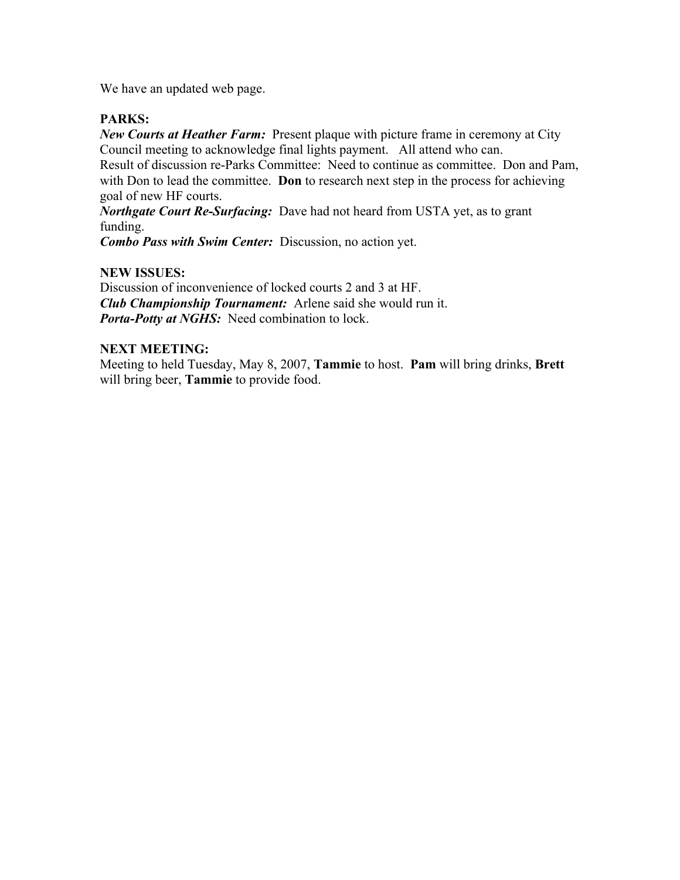We have an updated web page.

**PARKS:**

***New Courts at Heather Farm:*** Present plaque with picture frame in ceremony at City Council meeting to acknowledge final lights payment. All attend who can.
Result of discussion re-Parks Committee: Need to continue as committee. Don and Pam, with Don to lead the committee. **Don** to research next step in the process for achieving goal of new HF courts.
***Northgate Court Re-Surfacing:*** Dave had not heard from USTA yet, as to grant funding.
***Combo Pass with Swim Center:*** Discussion, no action yet.

**NEW ISSUES:**

Discussion of inconvenience of locked courts 2 and 3 at HF.
***Club Championship Tournament:*** Arlene said she would run it.
***Porta-Potty at NGHS:*** Need combination to lock.

**NEXT MEETING:**

Meeting to held Tuesday, May 8, 2007, **Tammie** to host. **Pam** will bring drinks, **Brett** will bring beer, **Tammie** to provide food.